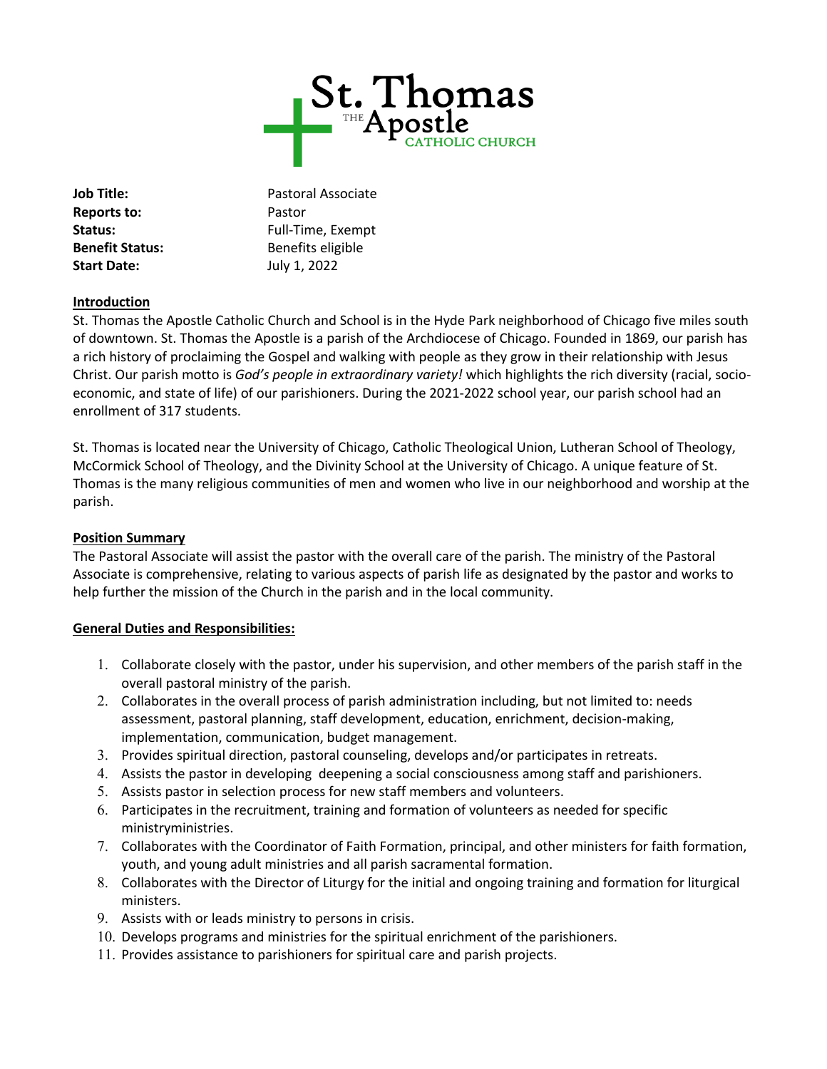# St. Thomas THE Apostle CATHOLIC CHURCH

**Job Title:** Pastoral Associate
**Reports to:** Pastor
**Status:** Full-Time, Exempt
**Benefit Status:** Benefits eligible
**Start Date:** July 1, 2022

## Introduction

St. Thomas the Apostle Catholic Church and School is in the Hyde Park neighborhood of Chicago five miles south of downtown. St. Thomas the Apostle is a parish of the Archdiocese of Chicago. Founded in 1869, our parish has a rich history of proclaiming the Gospel and walking with people as they grow in their relationship with Jesus Christ. Our parish motto is *God's people in extraordinary variety!* which highlights the rich diversity (racial, socio-economic, and state of life) of our parishioners. During the 2021-2022 school year, our parish school had an enrollment of 317 students.

St. Thomas is located near the University of Chicago, Catholic Theological Union, Lutheran School of Theology, McCormick School of Theology, and the Divinity School at the University of Chicago. A unique feature of St. Thomas is the many religious communities of men and women who live in our neighborhood and worship at the parish.

## Position Summary

The Pastoral Associate will assist the pastor with the overall care of the parish. The ministry of the Pastoral Associate is comprehensive, relating to various aspects of parish life as designated by the pastor and works to help further the mission of the Church in the parish and in the local community.

## General Duties and Responsibilities:

1. Collaborate closely with the pastor, under his supervision, and other members of the parish staff in the overall pastoral ministry of the parish.
2. Collaborates in the overall process of parish administration including, but not limited to: needs assessment, pastoral planning, staff development, education, enrichment, decision-making, implementation, communication, budget management.
3. Provides spiritual direction, pastoral counseling, develops and/or participates in retreats.
4. Assists the pastor in developing deepening a social consciousness among staff and parishioners.
5. Assists pastor in selection process for new staff members and volunteers.
6. Participates in the recruitment, training and formation of volunteers as needed for specific ministryministries.
7. Collaborates with the Coordinator of Faith Formation, principal, and other ministers for faith formation, youth, and young adult ministries and all parish sacramental formation.
8. Collaborates with the Director of Liturgy for the initial and ongoing training and formation for liturgical ministers.
9. Assists with or leads ministry to persons in crisis.
10. Develops programs and ministries for the spiritual enrichment of the parishioners.
11. Provides assistance to parishioners for spiritual care and parish projects.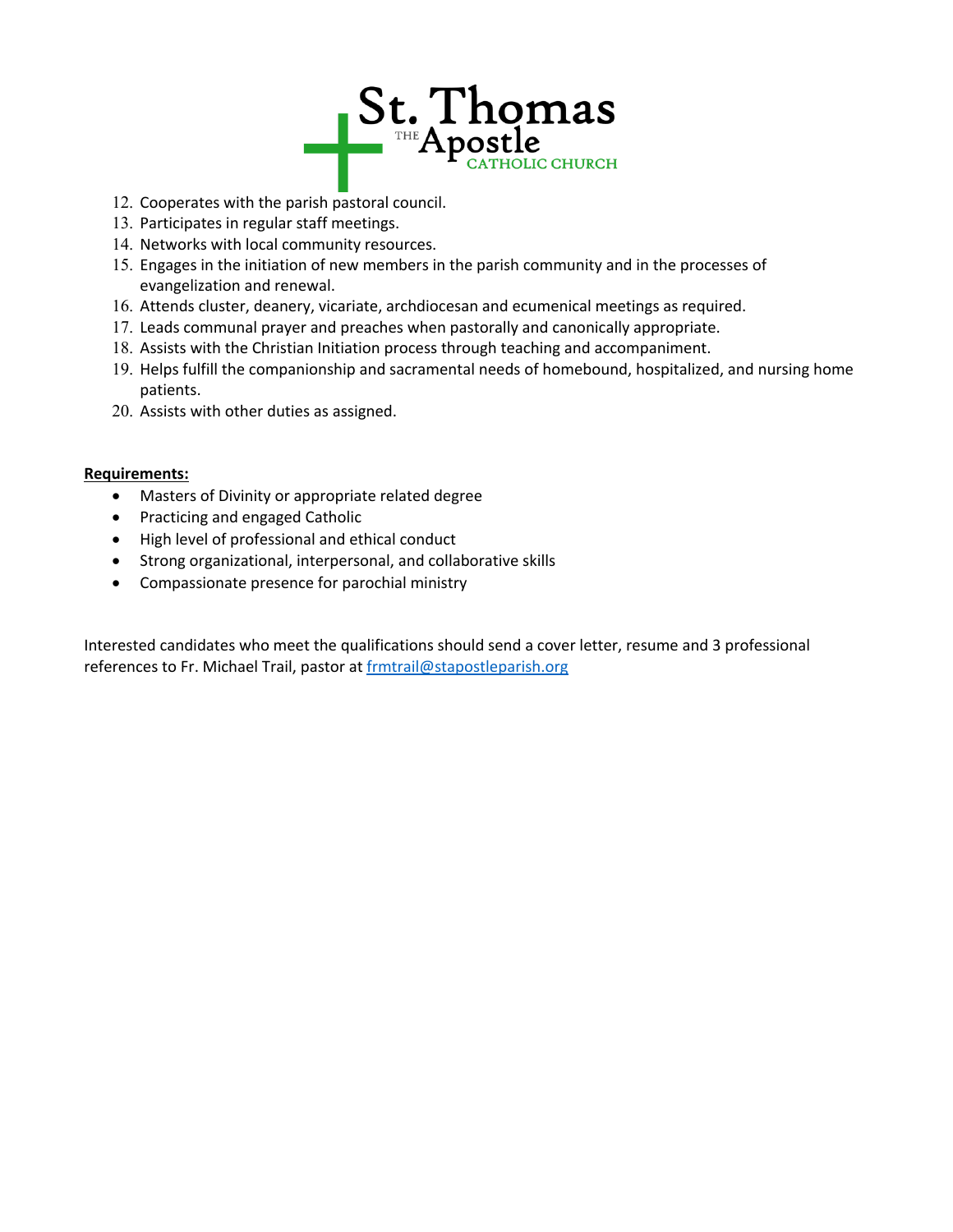12. Cooperates with the parish pastoral council.
13. Participates in regular staff meetings.
14. Networks with local community resources.
15. Engages in the initiation of new members in the parish community and in the processes of evangelization and renewal.
16. Attends cluster, deanery, vicariate, archdiocesan and ecumenical meetings as required.
17. Leads communal prayer and preaches when pastorally and canonically appropriate.
18. Assists with the Christian Initiation process through teaching and accompaniment.
19. Helps fulfill the companionship and sacramental needs of homebound, hospitalized, and nursing home patients.
20. Assists with other duties as assigned.

**Requirements:**

- Masters of Divinity or appropriate related degree
- Practicing and engaged Catholic
- High level of professional and ethical conduct
- Strong organizational, interpersonal, and collaborative skills
- Compassionate presence for parochial ministry

Interested candidates who meet the qualifications should send a cover letter, resume and 3 professional references to Fr. Michael Trail, pastor at frmtrail@stapostleparish.org